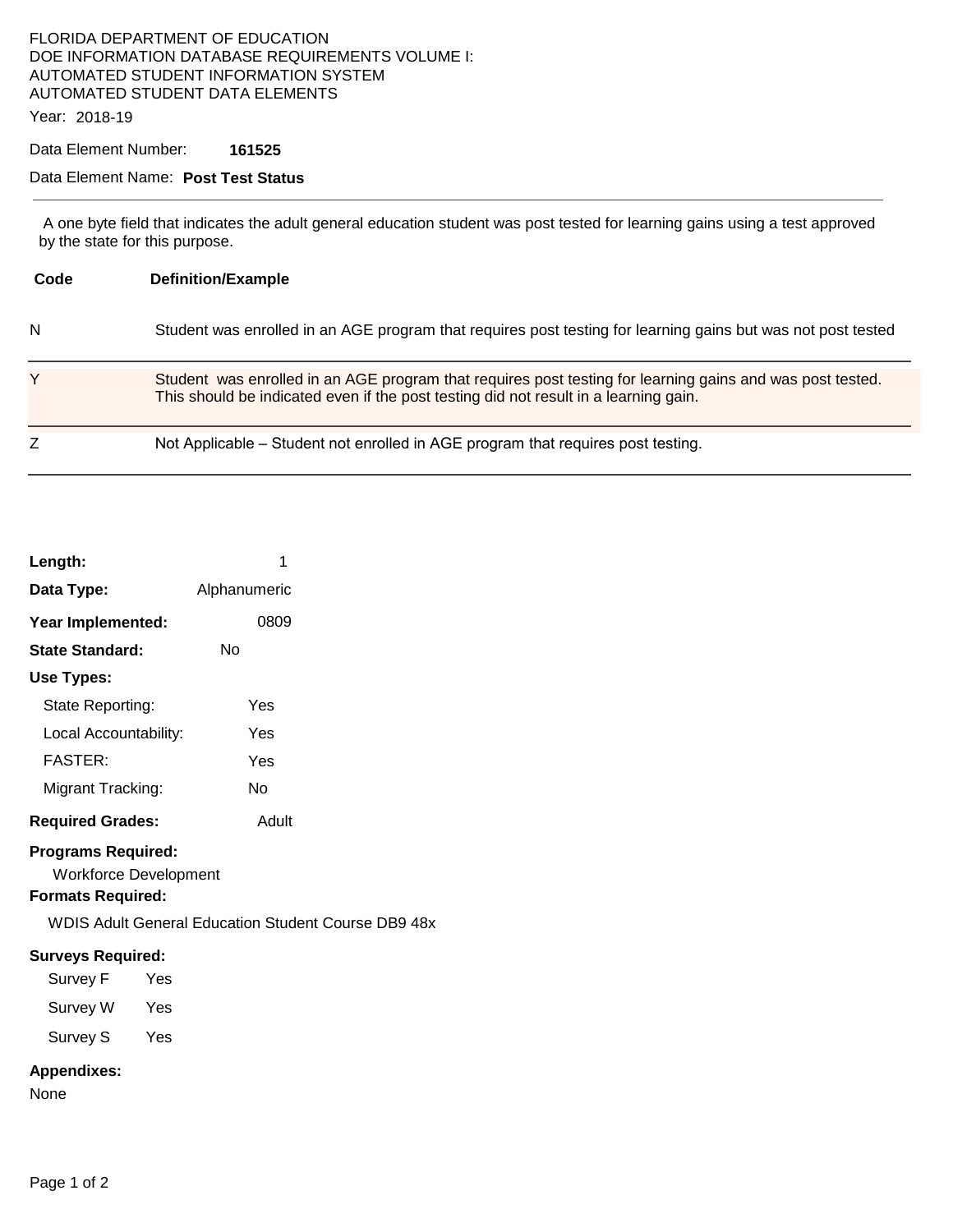FLORIDA DEPARTMENT OF EDUCATION
DOE INFORMATION DATABASE REQUIREMENTS VOLUME I:
AUTOMATED STUDENT INFORMATION SYSTEM
AUTOMATED STUDENT DATA ELEMENTS

Year: 2018-19

Data Element Number: **161525**

Data Element Name: **Post Test Status**

---

A one byte field that indicates the adult general education student was post tested for learning gains using a test approved by the state for this purpose.

| Code | Definition/Example |
|---|---|
| N | Student was enrolled in an AGE program that requires post testing for learning gains but was not post tested |
| Y | Student was enrolled in an AGE program that requires post testing for learning gains and was post tested. This should be indicated even if the post testing did not result in a learning gain. |
| Z | Not Applicable – Student not enrolled in AGE program that requires post testing. |

**Length:** 1

**Data Type:** Alphanumeric

**Year Implemented:** 0809

**State Standard:** No

**Use Types:**

- State Reporting: Yes
- Local Accountability: Yes
- FASTER: Yes
- Migrant Tracking: No

**Required Grades:** Adult

**Programs Required:**

Workforce Development

**Formats Required:**

WDIS Adult General Education Student Course DB9 48x

**Surveys Required:**

- Survey F Yes
- Survey W Yes
- Survey S Yes

**Appendixes:**

None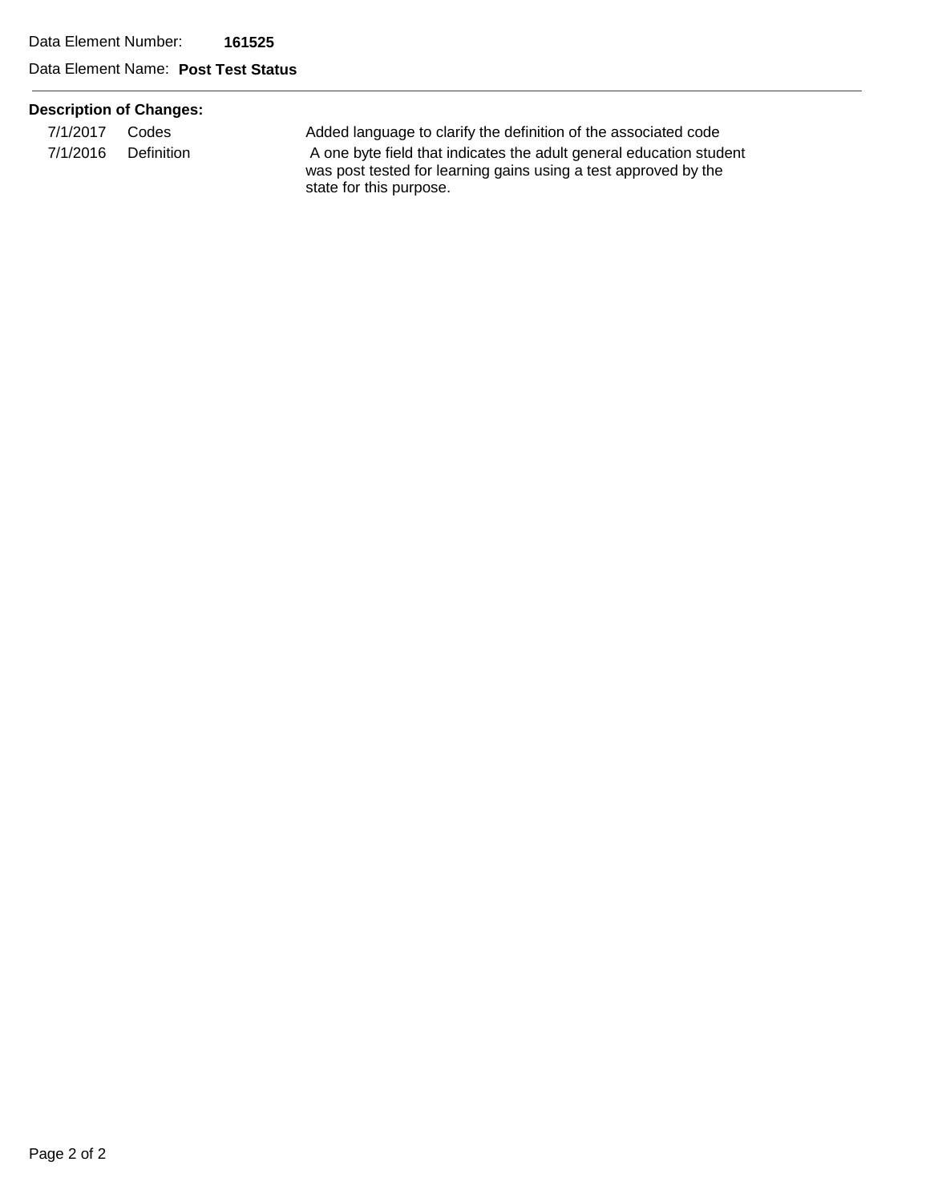Data Element Number: **161525**

Data Element Name: **Post Test Status**

---

**Description of Changes:**

| | | |
|---|---|---|
| 7/1/2017 | Codes | Added language to clarify the definition of the associated code |
| 7/1/2016 | Definition | A one byte field that indicates the adult general education student was post tested for learning gains using a test approved by the state for this purpose. |